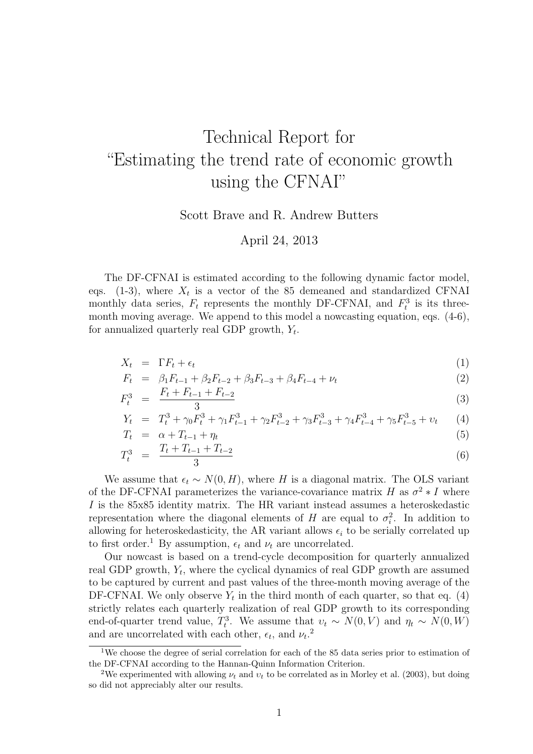# Technical Report for "Estimating the trend rate of economic growth using the CFNAI"

Scott Brave and R. Andrew Butters

April 24, 2013

The DF-CFNAI is estimated according to the following dynamic factor model, eqs. (1-3), where $X_t$ is a vector of the 85 demeaned and standardized CFNAI monthly data series, $F_t$ represents the monthly DF-CFNAI, and $F_t^3$ is its three-month moving average. We append to this model a nowcasting equation, eqs. (4-6), for annualized quarterly real GDP growth, $Y_t$.

$$
\begin{aligned}
X_t &= \Gamma F_t + \epsilon_t & (1)\\
F_t &= \beta_1 F_{t-1} + \beta_2 F_{t-2} + \beta_3 F_{t-3} + \beta_4 F_{t-4} + \nu_t & (2)\\
F_t^3 &= \frac{F_t + F_{t-1} + F_{t-2}}{3} & (3)\\
Y_t &= T_t^3 + \gamma_0 F_t^3 + \gamma_1 F_{t-1}^3 + \gamma_2 F_{t-2}^3 + \gamma_3 F_{t-3}^3 + \gamma_4 F_{t-4}^3 + \gamma_5 F_{t-5}^3 + \upsilon_t & (4)\\
T_t &= \alpha + T_{t-1} + \eta_t & (5)\\
T_t^3 &= \frac{T_t + T_{t-1} + T_{t-2}}{3} & (6)
\end{aligned}
$$

We assume that $\epsilon_t \sim N(0, H)$, where $H$ is a diagonal matrix. The OLS variant of the DF-CFNAI parameterizes the variance-covariance matrix $H$ as $\sigma^2 * I$ where $I$ is the 85x85 identity matrix. The HR variant instead assumes a heteroskedastic representation where the diagonal elements of $H$ are equal to $\sigma_i^2$. In addition to allowing for heteroskedasticity, the AR variant allows $\epsilon_i$ to be serially correlated up to first order.[1] By assumption, $\epsilon_t$ and $\nu_t$ are uncorrelated.

Our nowcast is based on a trend-cycle decomposition for quarterly annualized real GDP growth, $Y_t$, where the cyclical dynamics of real GDP growth are assumed to be captured by current and past values of the three-month moving average of the DF-CFNAI. We only observe $Y_t$ in the third month of each quarter, so that eq. (4) strictly relates each quarterly realization of real GDP growth to its corresponding end-of-quarter trend value, $T_t^3$. We assume that $\upsilon_t \sim N(0, V)$ and $\eta_t \sim N(0, W)$ and are uncorrelated with each other, $\epsilon_t$, and $\nu_t$.[2]

[1] We choose the degree of serial correlation for each of the 85 data series prior to estimation of the DF-CFNAI according to the Hannan-Quinn Information Criterion.

[2] We experimented with allowing $\nu_t$ and $\upsilon_t$ to be correlated as in Morley et al. (2003), but doing so did not appreciably alter our results.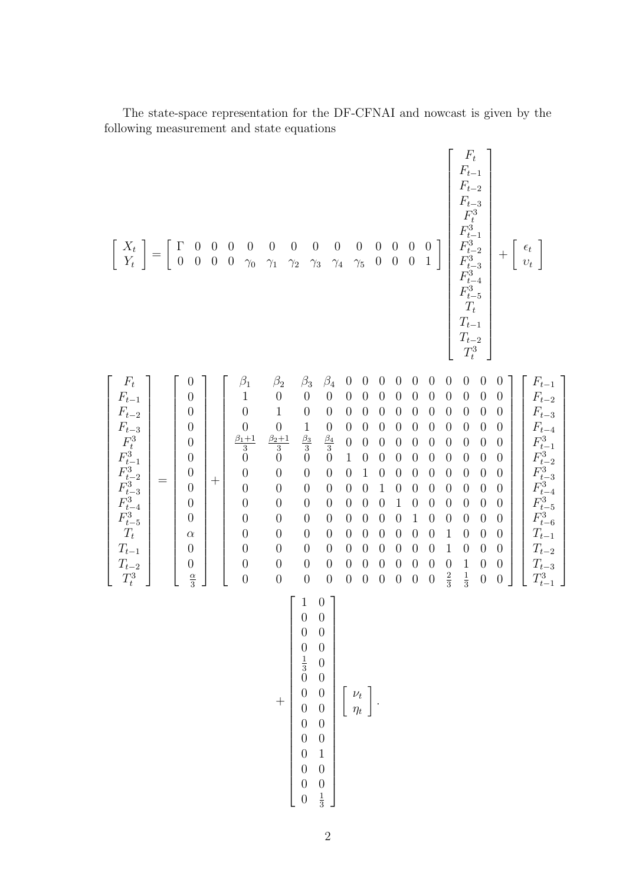The state-space representation for the DF-CFNAI and nowcast is given by the following measurement and state equations

$$
\left[\begin{array}{c} X_t \\ Y_t \end{array}\right] = \left[\begin{array}{cccccccccccccc} \Gamma & 0 & 0 & 0 & 0 & 0 & 0 & 0 & 0 & 0 & 0 & 0 & 0 & 0 \\ 0 & 0 & 0 & 0 & \gamma_0 & \gamma_1 & \gamma_2 & \gamma_3 & \gamma_4 & \gamma_5 & 0 & 0 & 0 & 1 \end{array}\right] \left[\begin{array}{c} F_t \\ F_{t-1} \\ F_{t-2} \\ F_{t-3} \\ F_t^3 \\ F_{t-1}^3 \\ F_{t-2}^3 \\ F_{t-3}^3 \\ F_{t-4}^3 \\ F_{t-5}^3 \\ T_t \\ T_{t-1} \\ T_{t-2} \\ T_t^3 \end{array}\right] + \left[\begin{array}{c} \epsilon_t \\ \upsilon_t \end{array}\right]
$$

$$
\left[\begin{array}{c} F_t \\ F_{t-1} \\ F_{t-2} \\ F_{t-3} \\ F_t^3 \\ F_{t-1}^3 \\ F_{t-2}^3 \\ F_{t-3}^3 \\ F_{t-4}^3 \\ F_{t-5}^3 \\ T_t \\ T_{t-1} \\ T_{t-2} \\ T_t^3 \end{array}\right] = \left[\begin{array}{c} 0 \\ 0 \\ 0 \\ 0 \\ 0 \\ 0 \\ 0 \\ 0 \\ 0 \\ 0 \\ \alpha \\ 0 \\ 0 \\ \frac{\alpha}{3} \end{array}\right] + \left[\begin{array}{cccccccccccccc}
\beta_1 & \beta_2 & \beta_3 & \beta_4 & 0 & 0 & 0 & 0 & 0 & 0 & 0 & 0 & 0 & 0 \\
1 & 0 & 0 & 0 & 0 & 0 & 0 & 0 & 0 & 0 & 0 & 0 & 0 & 0 \\
0 & 1 & 0 & 0 & 0 & 0 & 0 & 0 & 0 & 0 & 0 & 0 & 0 & 0 \\
0 & 0 & 1 & 0 & 0 & 0 & 0 & 0 & 0 & 0 & 0 & 0 & 0 & 0 \\
\frac{\beta_1+1}{3} & \frac{\beta_2+1}{3} & \frac{\beta_3}{3} & \frac{\beta_4}{3} & 0 & 0 & 0 & 0 & 0 & 0 & 0 & 0 & 0 & 0 \\
0 & 0 & 0 & 0 & 1 & 0 & 0 & 0 & 0 & 0 & 0 & 0 & 0 & 0 \\
0 & 0 & 0 & 0 & 0 & 1 & 0 & 0 & 0 & 0 & 0 & 0 & 0 & 0 \\
0 & 0 & 0 & 0 & 0 & 0 & 1 & 0 & 0 & 0 & 0 & 0 & 0 & 0 \\
0 & 0 & 0 & 0 & 0 & 0 & 0 & 1 & 0 & 0 & 0 & 0 & 0 & 0 \\
0 & 0 & 0 & 0 & 0 & 0 & 0 & 0 & 1 & 0 & 0 & 0 & 0 & 0 \\
0 & 0 & 0 & 0 & 0 & 0 & 0 & 0 & 0 & 0 & 1 & 0 & 0 & 0 \\
0 & 0 & 0 & 0 & 0 & 0 & 0 & 0 & 0 & 0 & 1 & 0 & 0 & 0 \\
0 & 0 & 0 & 0 & 0 & 0 & 0 & 0 & 0 & 0 & 0 & 1 & 0 & 0 \\
0 & 0 & 0 & 0 & 0 & 0 & 0 & 0 & 0 & 0 & \frac{2}{3} & \frac{1}{3} & 0 & 0
\end{array}\right] \left[\begin{array}{c} F_{t-1} \\ F_{t-2} \\ F_{t-3} \\ F_{t-4} \\ F_{t-1}^3 \\ F_{t-2}^3 \\ F_{t-3}^3 \\ F_{t-4}^3 \\ F_{t-5}^3 \\ F_{t-6}^3 \\ T_{t-1} \\ T_{t-2} \\ T_{t-3} \\ T_{t-1}^3 \end{array}\right]
$$

$$
+ \left[\begin{array}{cc} 1 & 0 \\ 0 & 0 \\ 0 & 0 \\ 0 & 0 \\ \frac{1}{3} & 0 \\ 0 & 0 \\ 0 & 0 \\ 0 & 0 \\ 0 & 0 \\ 0 & 0 \\ 0 & 1 \\ 0 & 0 \\ 0 & 0 \\ 0 & \frac{1}{3} \end{array}\right] \left[\begin{array}{c} \nu_t \\ \eta_t \end{array}\right].
$$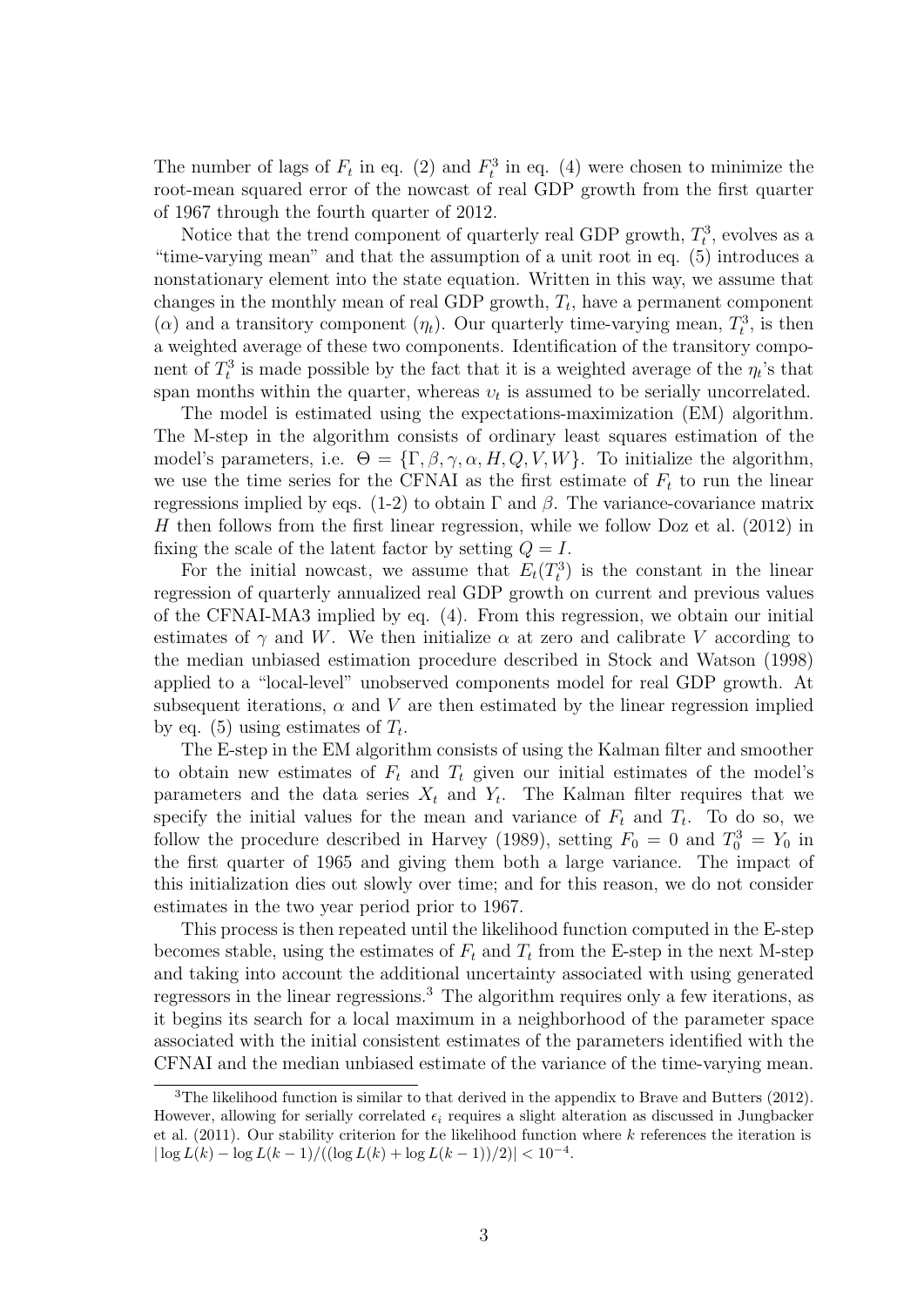The number of lags of $F_t$ in eq. (2) and $F_t^3$ in eq. (4) were chosen to minimize the root-mean squared error of the nowcast of real GDP growth from the first quarter of 1967 through the fourth quarter of 2012.

Notice that the trend component of quarterly real GDP growth, $T_t^3$, evolves as a "time-varying mean" and that the assumption of a unit root in eq. (5) introduces a nonstationary element into the state equation. Written in this way, we assume that changes in the monthly mean of real GDP growth, $T_t$, have a permanent component ($\alpha$) and a transitory component ($\eta_t$). Our quarterly time-varying mean, $T_t^3$, is then a weighted average of these two components. Identification of the transitory component of $T_t^3$ is made possible by the fact that it is a weighted average of the $\eta_t$'s that span months within the quarter, whereas $v_t$ is assumed to be serially uncorrelated.

The model is estimated using the expectations-maximization (EM) algorithm. The M-step in the algorithm consists of ordinary least squares estimation of the model's parameters, i.e. $\Theta = \{\Gamma, \beta, \gamma, \alpha, H, Q, V, W\}$. To initialize the algorithm, we use the time series for the CFNAI as the first estimate of $F_t$ to run the linear regressions implied by eqs. (1-2) to obtain $\Gamma$ and $\beta$. The variance-covariance matrix $H$ then follows from the first linear regression, while we follow Doz et al. (2012) in fixing the scale of the latent factor by setting $Q = I$.

For the initial nowcast, we assume that $E_t(T_t^3)$ is the constant in the linear regression of quarterly annualized real GDP growth on current and previous values of the CFNAI-MA3 implied by eq. (4). From this regression, we obtain our initial estimates of $\gamma$ and $W$. We then initialize $\alpha$ at zero and calibrate $V$ according to the median unbiased estimation procedure described in Stock and Watson (1998) applied to a "local-level" unobserved components model for real GDP growth. At subsequent iterations, $\alpha$ and $V$ are then estimated by the linear regression implied by eq. (5) using estimates of $T_t$.

The E-step in the EM algorithm consists of using the Kalman filter and smoother to obtain new estimates of $F_t$ and $T_t$ given our initial estimates of the model's parameters and the data series $X_t$ and $Y_t$. The Kalman filter requires that we specify the initial values for the mean and variance of $F_t$ and $T_t$. To do so, we follow the procedure described in Harvey (1989), setting $F_0 = 0$ and $T_0^3 = Y_0$ in the first quarter of 1965 and giving them both a large variance. The impact of this initialization dies out slowly over time; and for this reason, we do not consider estimates in the two year period prior to 1967.

This process is then repeated until the likelihood function computed in the E-step becomes stable, using the estimates of $F_t$ and $T_t$ from the E-step in the next M-step and taking into account the additional uncertainty associated with using generated regressors in the linear regressions.[3] The algorithm requires only a few iterations, as it begins its search for a local maximum in a neighborhood of the parameter space associated with the initial consistent estimates of the parameters identified with the CFNAI and the median unbiased estimate of the variance of the time-varying mean.

[3] The likelihood function is similar to that derived in the appendix to Brave and Butters (2012). However, allowing for serially correlated $\epsilon_i$ requires a slight alteration as discussed in Jungbacker et al. (2011). Our stability criterion for the likelihood function where $k$ references the iteration is $|\log L(k) - \log L(k-1)/((\log L(k) + \log L(k-1))/2)| < 10^{-4}$.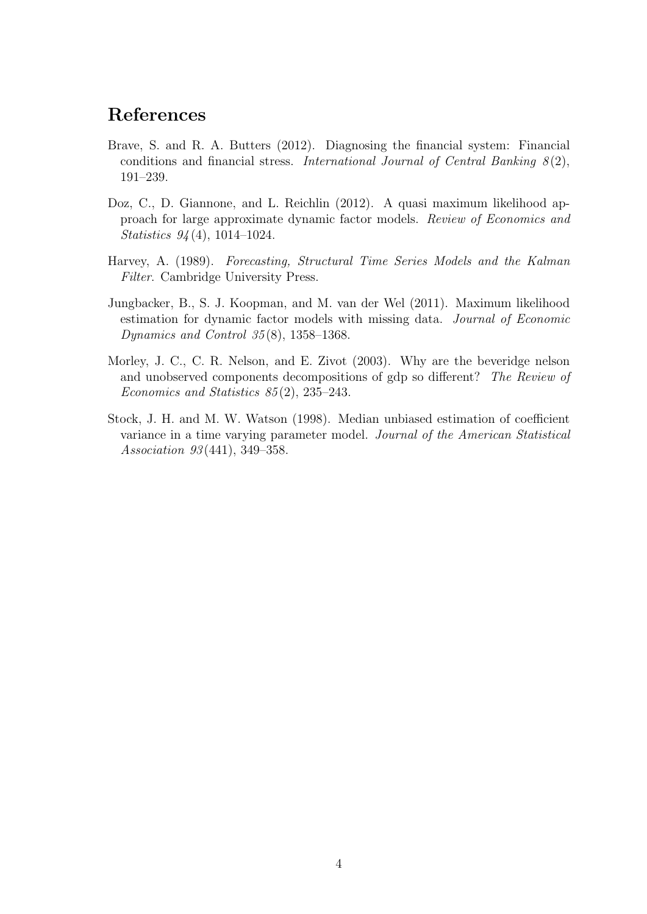# References

Brave, S. and R. A. Butters (2012). Diagnosing the financial system: Financial conditions and financial stress. *International Journal of Central Banking 8*(2), 191–239.

Doz, C., D. Giannone, and L. Reichlin (2012). A quasi maximum likelihood approach for large approximate dynamic factor models. *Review of Economics and Statistics 94*(4), 1014–1024.

Harvey, A. (1989). *Forecasting, Structural Time Series Models and the Kalman Filter*. Cambridge University Press.

Jungbacker, B., S. J. Koopman, and M. van der Wel (2011). Maximum likelihood estimation for dynamic factor models with missing data. *Journal of Economic Dynamics and Control 35*(8), 1358–1368.

Morley, J. C., C. R. Nelson, and E. Zivot (2003). Why are the beveridge nelson and unobserved components decompositions of gdp so different? *The Review of Economics and Statistics 85*(2), 235–243.

Stock, J. H. and M. W. Watson (1998). Median unbiased estimation of coefficient variance in a time varying parameter model. *Journal of the American Statistical Association 93*(441), 349–358.